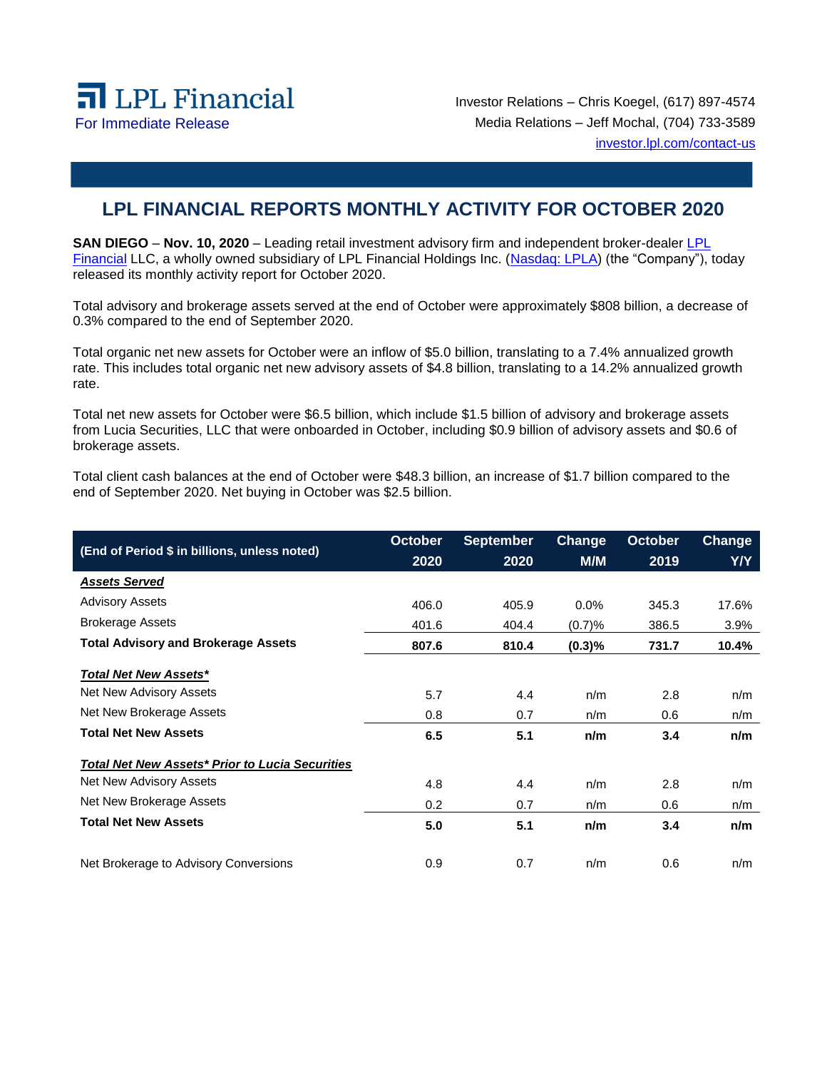LPL Financial

For Immediate Release

Investor Relations – Chris Koegel, (617) 897-4574
Media Relations – Jeff Mochal, (704) 733-3589
investor.lpl.com/contact-us

# LPL FINANCIAL REPORTS MONTHLY ACTIVITY FOR OCTOBER 2020

**SAN DIEGO** – **Nov. 10, 2020** – Leading retail investment advisory firm and independent broker-dealer LPL Financial LLC, a wholly owned subsidiary of LPL Financial Holdings Inc. (Nasdaq: LPLA) (the "Company"), today released its monthly activity report for October 2020.

Total advisory and brokerage assets served at the end of October were approximately $808 billion, a decrease of 0.3% compared to the end of September 2020.

Total organic net new assets for October were an inflow of $5.0 billion, translating to a 7.4% annualized growth rate. This includes total organic net new advisory assets of $4.8 billion, translating to a 14.2% annualized growth rate.

Total net new assets for October were $6.5 billion, which include $1.5 billion of advisory and brokerage assets from Lucia Securities, LLC that were onboarded in October, including $0.9 billion of advisory assets and $0.6 of brokerage assets.

Total client cash balances at the end of October were $48.3 billion, an increase of $1.7 billion compared to the end of September 2020. Net buying in October was $2.5 billion.

| (End of Period $ in billions, unless noted) | October 2020 | September 2020 | Change M/M | October 2019 | Change Y/Y |
|---|---|---|---|---|---|
| ***Assets Served*** | | | | | |
| Advisory Assets | 406.0 | 405.9 | 0.0% | 345.3 | 17.6% |
| Brokerage Assets | 401.6 | 404.4 | (0.7)% | 386.5 | 3.9% |
| **Total Advisory and Brokerage Assets** | **807.6** | **810.4** | **(0.3)%** | **731.7** | **10.4%** |
| ***Total Net New Assets**** | | | | | |
| Net New Advisory Assets | 5.7 | 4.4 | n/m | 2.8 | n/m |
| Net New Brokerage Assets | 0.8 | 0.7 | n/m | 0.6 | n/m |
| **Total Net New Assets** | **6.5** | **5.1** | **n/m** | **3.4** | **n/m** |
| ***Total Net New Assets* Prior to Lucia Securities*** | | | | | |
| Net New Advisory Assets | 4.8 | 4.4 | n/m | 2.8 | n/m |
| Net New Brokerage Assets | 0.2 | 0.7 | n/m | 0.6 | n/m |
| **Total Net New Assets** | **5.0** | **5.1** | **n/m** | **3.4** | **n/m** |
| Net Brokerage to Advisory Conversions | 0.9 | 0.7 | n/m | 0.6 | n/m |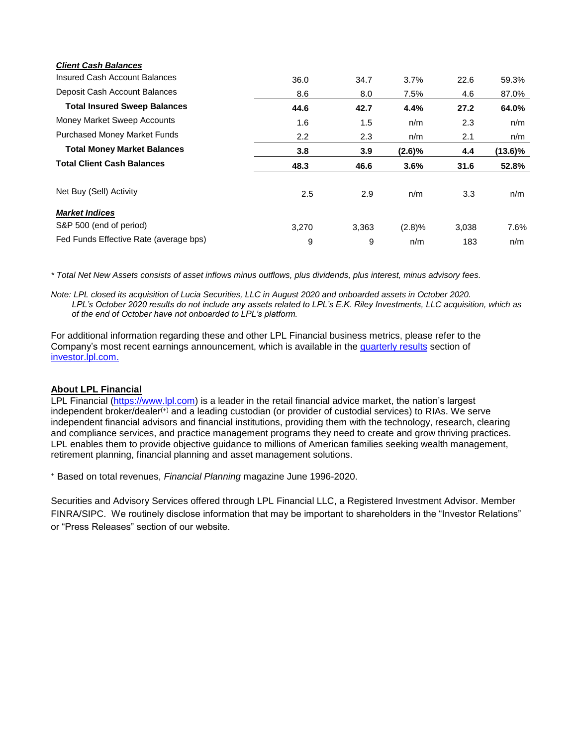| | | | | | |
|---|---|---|---|---|---|
| ***Client Cash Balances*** | | | | | |
| Insured Cash Account Balances | 36.0 | 34.7 | 3.7% | 22.6 | 59.3% |
| Deposit Cash Account Balances | 8.6 | 8.0 | 7.5% | 4.6 | 87.0% |
| **Total Insured Sweep Balances** | **44.6** | **42.7** | **4.4%** | **27.2** | **64.0%** |
| Money Market Sweep Accounts | 1.6 | 1.5 | n/m | 2.3 | n/m |
| Purchased Money Market Funds | 2.2 | 2.3 | n/m | 2.1 | n/m |
| **Total Money Market Balances** | **3.8** | **3.9** | **(2.6)%** | **4.4** | **(13.6)%** |
| **Total Client Cash Balances** | **48.3** | **46.6** | **3.6%** | **31.6** | **52.8%** |
| | | | | | |
| Net Buy (Sell) Activity | 2.5 | 2.9 | n/m | 3.3 | n/m |
| ***Market Indices*** | | | | | |
| S&P 500 (end of period) | 3,270 | 3,363 | (2.8)% | 3,038 | 7.6% |
| Fed Funds Effective Rate (average bps) | 9 | 9 | n/m | 183 | n/m |

*\* Total Net New Assets consists of asset inflows minus outflows, plus dividends, plus interest, minus advisory fees.*

*Note: LPL closed its acquisition of Lucia Securities, LLC in August 2020 and onboarded assets in October 2020. LPL's October 2020 results do not include any assets related to LPL's E.K. Riley Investments, LLC acquisition, which as of the end of October have not onboarded to LPL's platform.*

For additional information regarding these and other LPL Financial business metrics, please refer to the Company's most recent earnings announcement, which is available in the [quarterly results](investor.lpl.com) section of [investor.lpl.com.](investor.lpl.com)

**About LPL Financial**

LPL Financial ([https://www.lpl.com](https://www.lpl.com)) is a leader in the retail financial advice market, the nation's largest independent broker/dealer(+) and a leading custodian (or provider of custodial services) to RIAs. We serve independent financial advisors and financial institutions, providing them with the technology, research, clearing and compliance services, and practice management programs they need to create and grow thriving practices. LPL enables them to provide objective guidance to millions of American families seeking wealth management, retirement planning, financial planning and asset management solutions.

+ Based on total revenues, *Financial Planning* magazine June 1996-2020.

Securities and Advisory Services offered through LPL Financial LLC, a Registered Investment Advisor. Member FINRA/SIPC. We routinely disclose information that may be important to shareholders in the "Investor Relations" or "Press Releases" section of our website.